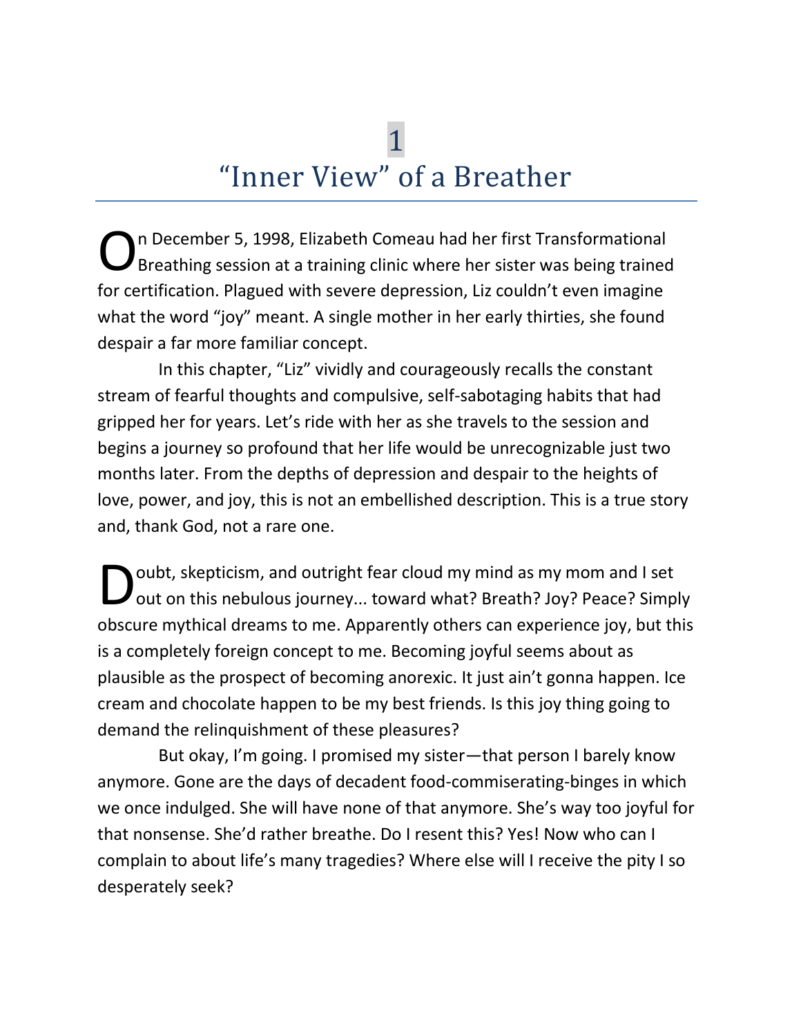# 1
# "Inner View" of a Breather

On December 5, 1998, Elizabeth Comeau had her first Transformational Breathing session at a training clinic where her sister was being trained for certification. Plagued with severe depression, Liz couldn't even imagine what the word "joy" meant. A single mother in her early thirties, she found despair a far more familiar concept.

In this chapter, "Liz" vividly and courageously recalls the constant stream of fearful thoughts and compulsive, self-sabotaging habits that had gripped her for years. Let's ride with her as she travels to the session and begins a journey so profound that her life would be unrecognizable just two months later. From the depths of depression and despair to the heights of love, power, and joy, this is not an embellished description. This is a true story and, thank God, not a rare one.

Doubt, skepticism, and outright fear cloud my mind as my mom and I set out on this nebulous journey... toward what? Breath? Joy? Peace? Simply obscure mythical dreams to me. Apparently others can experience joy, but this is a completely foreign concept to me. Becoming joyful seems about as plausible as the prospect of becoming anorexic. It just ain't gonna happen. Ice cream and chocolate happen to be my best friends. Is this joy thing going to demand the relinquishment of these pleasures?

But okay, I'm going. I promised my sister—that person I barely know anymore. Gone are the days of decadent food-commiserating-binges in which we once indulged. She will have none of that anymore. She's way too joyful for that nonsense. She'd rather breathe. Do I resent this? Yes! Now who can I complain to about life's many tragedies? Where else will I receive the pity I so desperately seek?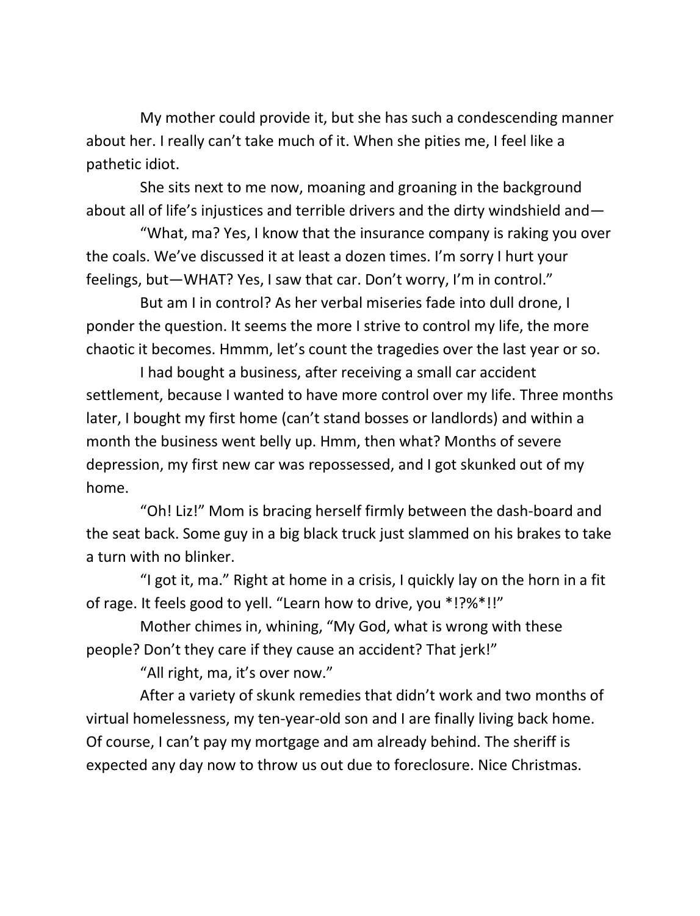My mother could provide it, but she has such a condescending manner about her. I really can't take much of it. When she pities me, I feel like a pathetic idiot.

She sits next to me now, moaning and groaning in the background about all of life's injustices and terrible drivers and the dirty windshield and—

"What, ma? Yes, I know that the insurance company is raking you over the coals. We've discussed it at least a dozen times. I'm sorry I hurt your feelings, but—WHAT? Yes, I saw that car. Don't worry, I'm in control."

But am I in control? As her verbal miseries fade into dull drone, I ponder the question. It seems the more I strive to control my life, the more chaotic it becomes. Hmmm, let's count the tragedies over the last year or so.

I had bought a business, after receiving a small car accident settlement, because I wanted to have more control over my life. Three months later, I bought my first home (can't stand bosses or landlords) and within a month the business went belly up. Hmm, then what? Months of severe depression, my first new car was repossessed, and I got skunked out of my home.

"Oh! Liz!" Mom is bracing herself firmly between the dash-board and the seat back. Some guy in a big black truck just slammed on his brakes to take a turn with no blinker.

"I got it, ma." Right at home in a crisis, I quickly lay on the horn in a fit of rage. It feels good to yell. "Learn how to drive, you *!?%*!!"

Mother chimes in, whining, "My God, what is wrong with these people? Don't they care if they cause an accident? That jerk!"

"All right, ma, it's over now."

After a variety of skunk remedies that didn't work and two months of virtual homelessness, my ten-year-old son and I are finally living back home. Of course, I can't pay my mortgage and am already behind. The sheriff is expected any day now to throw us out due to foreclosure. Nice Christmas.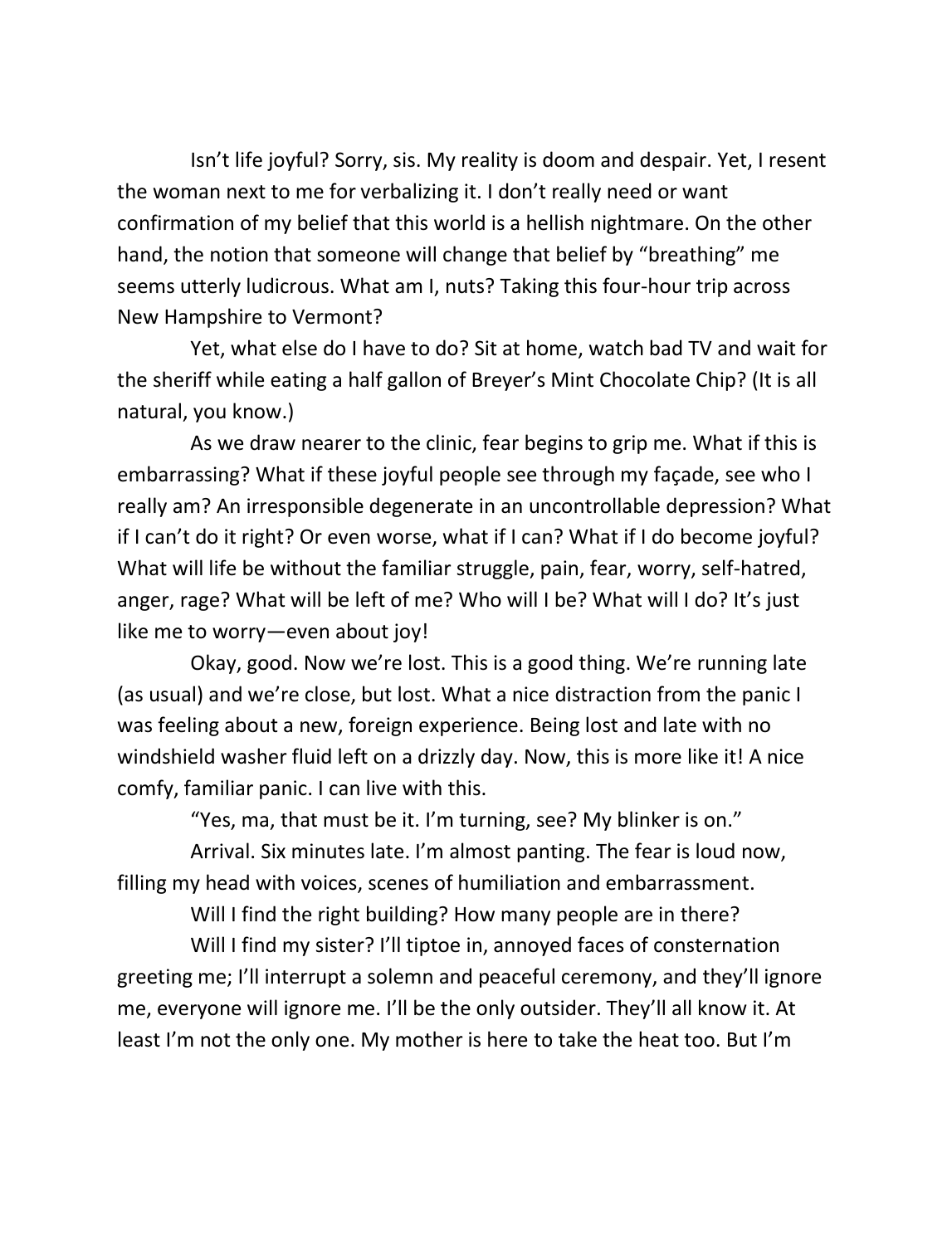Isn't life joyful? Sorry, sis. My reality is doom and despair. Yet, I resent the woman next to me for verbalizing it. I don't really need or want confirmation of my belief that this world is a hellish nightmare. On the other hand, the notion that someone will change that belief by "breathing" me seems utterly ludicrous. What am I, nuts? Taking this four-hour trip across New Hampshire to Vermont?

Yet, what else do I have to do? Sit at home, watch bad TV and wait for the sheriff while eating a half gallon of Breyer's Mint Chocolate Chip? (It is all natural, you know.)

As we draw nearer to the clinic, fear begins to grip me. What if this is embarrassing? What if these joyful people see through my façade, see who I really am? An irresponsible degenerate in an uncontrollable depression? What if I can't do it right? Or even worse, what if I can? What if I do become joyful? What will life be without the familiar struggle, pain, fear, worry, self-hatred, anger, rage? What will be left of me? Who will I be? What will I do? It's just like me to worry—even about joy!

Okay, good. Now we're lost. This is a good thing. We're running late (as usual) and we're close, but lost. What a nice distraction from the panic I was feeling about a new, foreign experience. Being lost and late with no windshield washer fluid left on a drizzly day. Now, this is more like it! A nice comfy, familiar panic. I can live with this.

"Yes, ma, that must be it. I'm turning, see? My blinker is on."

Arrival. Six minutes late. I'm almost panting. The fear is loud now, filling my head with voices, scenes of humiliation and embarrassment.

Will I find the right building? How many people are in there?

Will I find my sister? I'll tiptoe in, annoyed faces of consternation greeting me; I'll interrupt a solemn and peaceful ceremony, and they'll ignore me, everyone will ignore me. I'll be the only outsider. They'll all know it. At least I'm not the only one. My mother is here to take the heat too. But I'm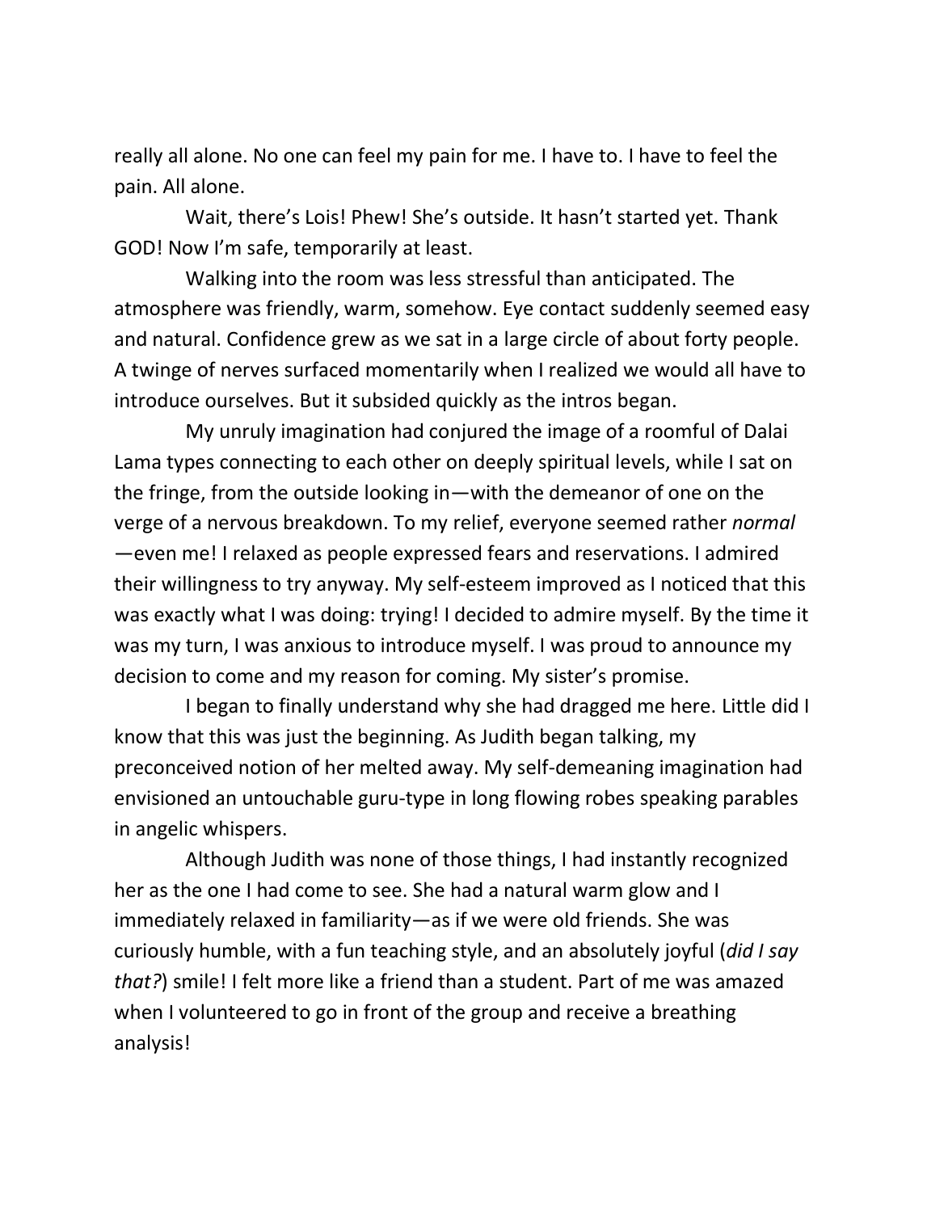really all alone. No one can feel my pain for me. I have to. I have to feel the pain. All alone.

Wait, there's Lois! Phew! She's outside. It hasn't started yet. Thank GOD! Now I'm safe, temporarily at least.

Walking into the room was less stressful than anticipated. The atmosphere was friendly, warm, somehow. Eye contact suddenly seemed easy and natural. Confidence grew as we sat in a large circle of about forty people. A twinge of nerves surfaced momentarily when I realized we would all have to introduce ourselves. But it subsided quickly as the intros began.

My unruly imagination had conjured the image of a roomful of Dalai Lama types connecting to each other on deeply spiritual levels, while I sat on the fringe, from the outside looking in—with the demeanor of one on the verge of a nervous breakdown. To my relief, everyone seemed rather *normal*—even me! I relaxed as people expressed fears and reservations. I admired their willingness to try anyway. My self-esteem improved as I noticed that this was exactly what I was doing: trying! I decided to admire myself. By the time it was my turn, I was anxious to introduce myself. I was proud to announce my decision to come and my reason for coming. My sister's promise.

I began to finally understand why she had dragged me here. Little did I know that this was just the beginning. As Judith began talking, my preconceived notion of her melted away. My self-demeaning imagination had envisioned an untouchable guru-type in long flowing robes speaking parables in angelic whispers.

Although Judith was none of those things, I had instantly recognized her as the one I had come to see. She had a natural warm glow and I immediately relaxed in familiarity—as if we were old friends. She was curiously humble, with a fun teaching style, and an absolutely joyful (*did I say that?*) smile! I felt more like a friend than a student. Part of me was amazed when I volunteered to go in front of the group and receive a breathing analysis!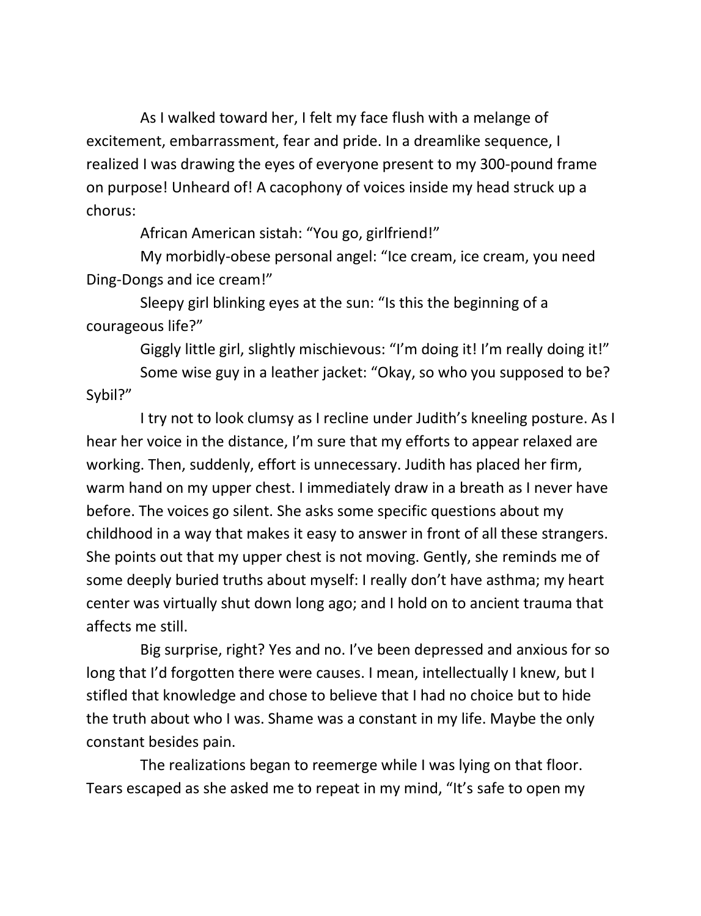As I walked toward her, I felt my face flush with a melange of excitement, embarrassment, fear and pride. In a dreamlike sequence, I realized I was drawing the eyes of everyone present to my 300-pound frame on purpose! Unheard of! A cacophony of voices inside my head struck up a chorus:

African American sistah: "You go, girlfriend!"

My morbidly-obese personal angel: "Ice cream, ice cream, you need Ding-Dongs and ice cream!"

Sleepy girl blinking eyes at the sun: "Is this the beginning of a courageous life?"

Giggly little girl, slightly mischievous: "I'm doing it! I'm really doing it!"

Some wise guy in a leather jacket: "Okay, so who you supposed to be? Sybil?"

I try not to look clumsy as I recline under Judith's kneeling posture. As I hear her voice in the distance, I'm sure that my efforts to appear relaxed are working. Then, suddenly, effort is unnecessary. Judith has placed her firm, warm hand on my upper chest. I immediately draw in a breath as I never have before. The voices go silent. She asks some specific questions about my childhood in a way that makes it easy to answer in front of all these strangers. She points out that my upper chest is not moving. Gently, she reminds me of some deeply buried truths about myself: I really don't have asthma; my heart center was virtually shut down long ago; and I hold on to ancient trauma that affects me still.

Big surprise, right? Yes and no. I've been depressed and anxious for so long that I'd forgotten there were causes. I mean, intellectually I knew, but I stifled that knowledge and chose to believe that I had no choice but to hide the truth about who I was. Shame was a constant in my life. Maybe the only constant besides pain.

The realizations began to reemerge while I was lying on that floor. Tears escaped as she asked me to repeat in my mind, "It's safe to open my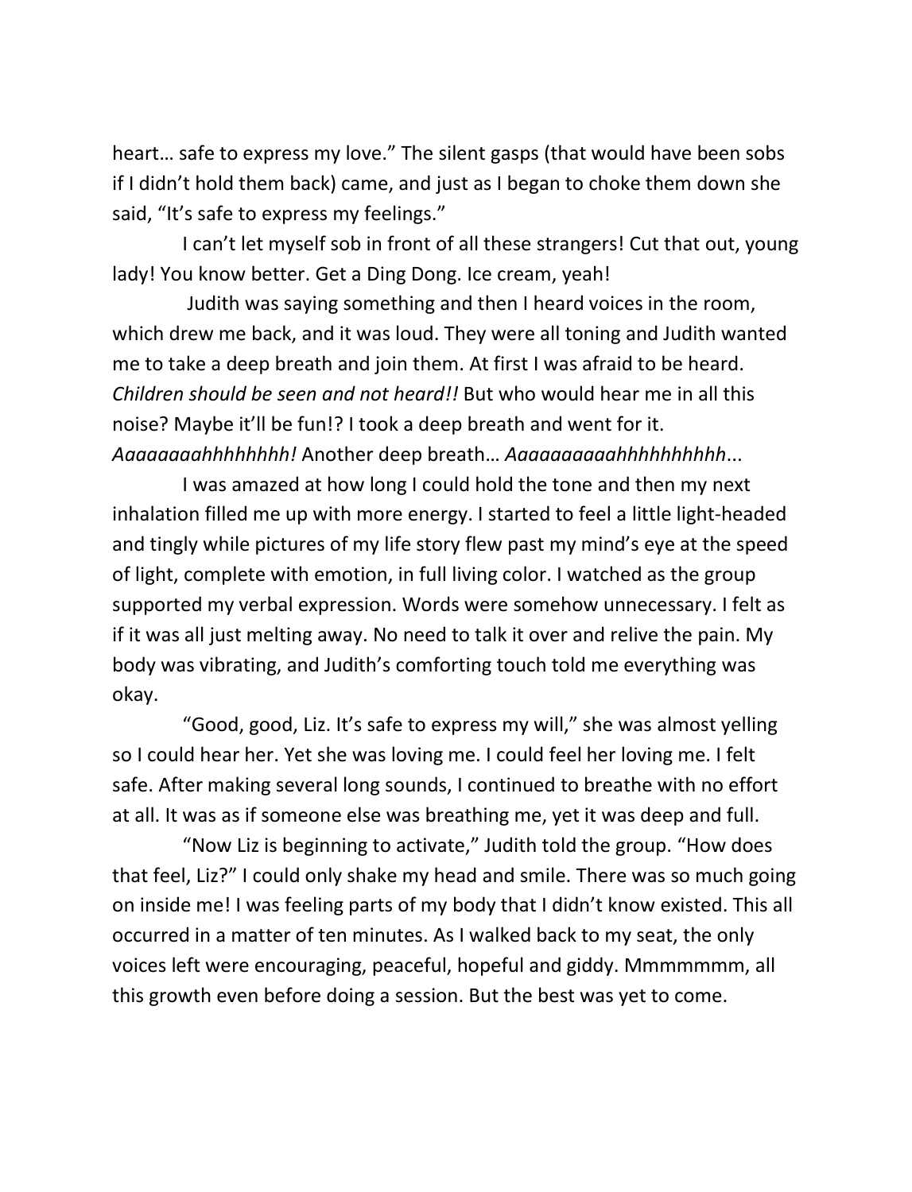heart… safe to express my love." The silent gasps (that would have been sobs if I didn't hold them back) came, and just as I began to choke them down she said, "It's safe to express my feelings."

I can't let myself sob in front of all these strangers! Cut that out, young lady! You know better. Get a Ding Dong. Ice cream, yeah!

Judith was saying something and then I heard voices in the room, which drew me back, and it was loud. They were all toning and Judith wanted me to take a deep breath and join them. At first I was afraid to be heard. *Children should be seen and not heard!!* But who would hear me in all this noise? Maybe it'll be fun!? I took a deep breath and went for it. *Aaaaaaaahhhhhhhh!* Another deep breath… *Aaaaaaaaaahhhhhhhhhh*...

I was amazed at how long I could hold the tone and then my next inhalation filled me up with more energy. I started to feel a little light-headed and tingly while pictures of my life story flew past my mind's eye at the speed of light, complete with emotion, in full living color. I watched as the group supported my verbal expression. Words were somehow unnecessary. I felt as if it was all just melting away. No need to talk it over and relive the pain. My body was vibrating, and Judith's comforting touch told me everything was okay.

"Good, good, Liz. It's safe to express my will," she was almost yelling so I could hear her. Yet she was loving me. I could feel her loving me. I felt safe. After making several long sounds, I continued to breathe with no effort at all. It was as if someone else was breathing me, yet it was deep and full.

"Now Liz is beginning to activate," Judith told the group. "How does that feel, Liz?" I could only shake my head and smile. There was so much going on inside me! I was feeling parts of my body that I didn't know existed. This all occurred in a matter of ten minutes. As I walked back to my seat, the only voices left were encouraging, peaceful, hopeful and giddy. Mmmmmmm, all this growth even before doing a session. But the best was yet to come.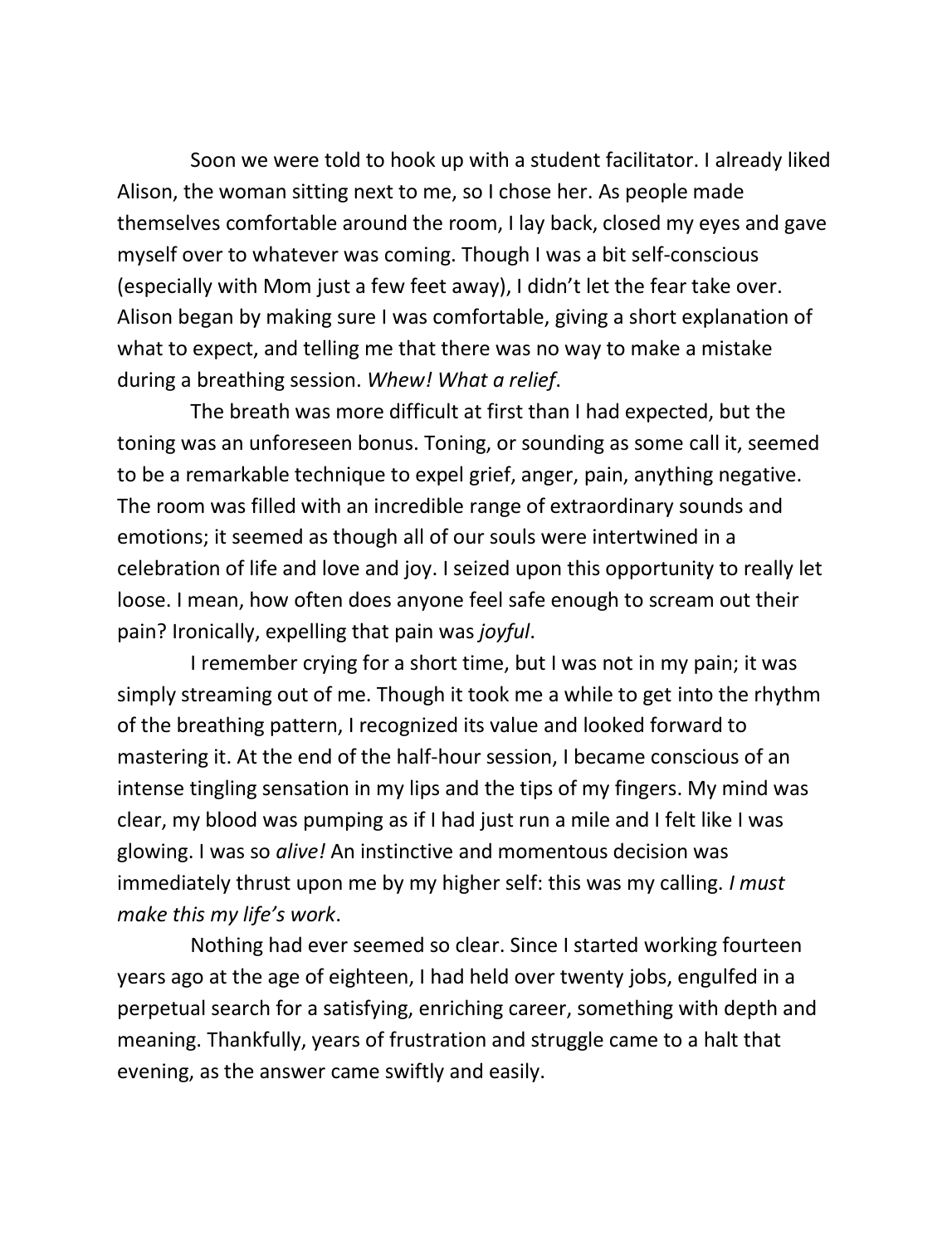Soon we were told to hook up with a student facilitator. I already liked Alison, the woman sitting next to me, so I chose her. As people made themselves comfortable around the room, I lay back, closed my eyes and gave myself over to whatever was coming. Though I was a bit self-conscious (especially with Mom just a few feet away), I didn't let the fear take over. Alison began by making sure I was comfortable, giving a short explanation of what to expect, and telling me that there was no way to make a mistake during a breathing session. *Whew! What a relief*.

The breath was more difficult at first than I had expected, but the toning was an unforeseen bonus. Toning, or sounding as some call it, seemed to be a remarkable technique to expel grief, anger, pain, anything negative. The room was filled with an incredible range of extraordinary sounds and emotions; it seemed as though all of our souls were intertwined in a celebration of life and love and joy. I seized upon this opportunity to really let loose. I mean, how often does anyone feel safe enough to scream out their pain? Ironically, expelling that pain was *joyful*.

I remember crying for a short time, but I was not in my pain; it was simply streaming out of me. Though it took me a while to get into the rhythm of the breathing pattern, I recognized its value and looked forward to mastering it. At the end of the half-hour session, I became conscious of an intense tingling sensation in my lips and the tips of my fingers. My mind was clear, my blood was pumping as if I had just run a mile and I felt like I was glowing. I was so *alive!* An instinctive and momentous decision was immediately thrust upon me by my higher self: this was my calling. *I must make this my life's work*.

Nothing had ever seemed so clear. Since I started working fourteen years ago at the age of eighteen, I had held over twenty jobs, engulfed in a perpetual search for a satisfying, enriching career, something with depth and meaning. Thankfully, years of frustration and struggle came to a halt that evening, as the answer came swiftly and easily.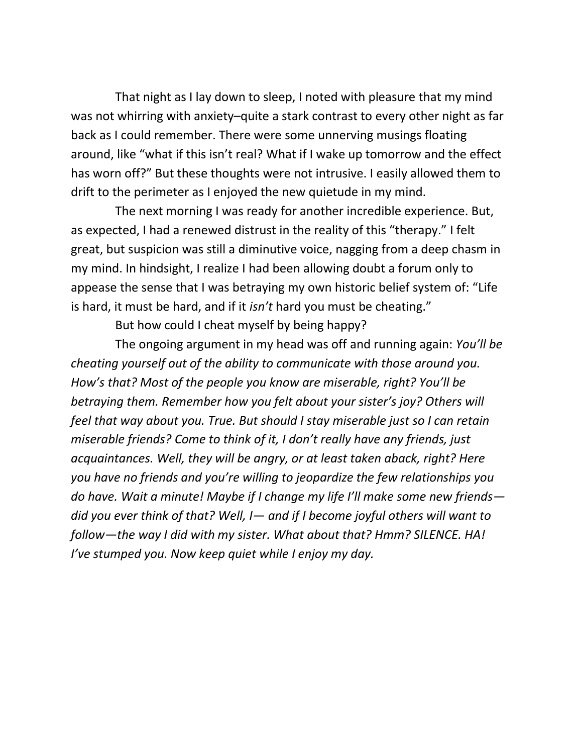That night as I lay down to sleep, I noted with pleasure that my mind was not whirring with anxiety–quite a stark contrast to every other night as far back as I could remember. There were some unnerving musings floating around, like "what if this isn't real? What if I wake up tomorrow and the effect has worn off?" But these thoughts were not intrusive. I easily allowed them to drift to the perimeter as I enjoyed the new quietude in my mind.

The next morning I was ready for another incredible experience. But, as expected, I had a renewed distrust in the reality of this "therapy." I felt great, but suspicion was still a diminutive voice, nagging from a deep chasm in my mind. In hindsight, I realize I had been allowing doubt a forum only to appease the sense that I was betraying my own historic belief system of: "Life is hard, it must be hard, and if it *isn't* hard you must be cheating."

But how could I cheat myself by being happy?

The ongoing argument in my head was off and running again: *You'll be cheating yourself out of the ability to communicate with those around you. How's that? Most of the people you know are miserable, right? You'll be betraying them. Remember how you felt about your sister's joy? Others will feel that way about you. True. But should I stay miserable just so I can retain miserable friends? Come to think of it, I don't really have any friends, just acquaintances. Well, they will be angry, or at least taken aback, right? Here you have no friends and you're willing to jeopardize the few relationships you do have. Wait a minute! Maybe if I change my life I'll make some new friends—did you ever think of that? Well, I— and if I become joyful others will want to follow—the way I did with my sister. What about that? Hmm? SILENCE. HA! I've stumped you. Now keep quiet while I enjoy my day.*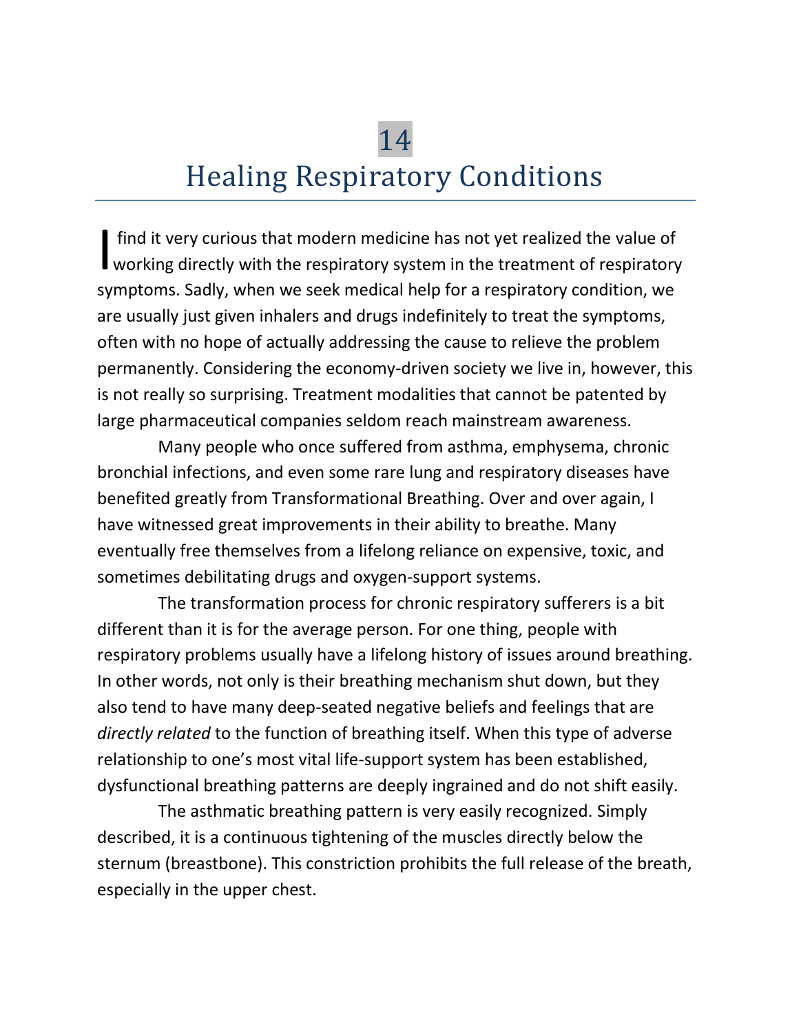# 14

# Healing Respiratory Conditions

I find it very curious that modern medicine has not yet realized the value of working directly with the respiratory system in the treatment of respiratory symptoms. Sadly, when we seek medical help for a respiratory condition, we are usually just given inhalers and drugs indefinitely to treat the symptoms, often with no hope of actually addressing the cause to relieve the problem permanently. Considering the economy-driven society we live in, however, this is not really so surprising. Treatment modalities that cannot be patented by large pharmaceutical companies seldom reach mainstream awareness.

Many people who once suffered from asthma, emphysema, chronic bronchial infections, and even some rare lung and respiratory diseases have benefited greatly from Transformational Breathing. Over and over again, I have witnessed great improvements in their ability to breathe. Many eventually free themselves from a lifelong reliance on expensive, toxic, and sometimes debilitating drugs and oxygen-support systems.

The transformation process for chronic respiratory sufferers is a bit different than it is for the average person. For one thing, people with respiratory problems usually have a lifelong history of issues around breathing. In other words, not only is their breathing mechanism shut down, but they also tend to have many deep-seated negative beliefs and feelings that are *directly related* to the function of breathing itself. When this type of adverse relationship to one's most vital life-support system has been established, dysfunctional breathing patterns are deeply ingrained and do not shift easily.

The asthmatic breathing pattern is very easily recognized. Simply described, it is a continuous tightening of the muscles directly below the sternum (breastbone). This constriction prohibits the full release of the breath, especially in the upper chest.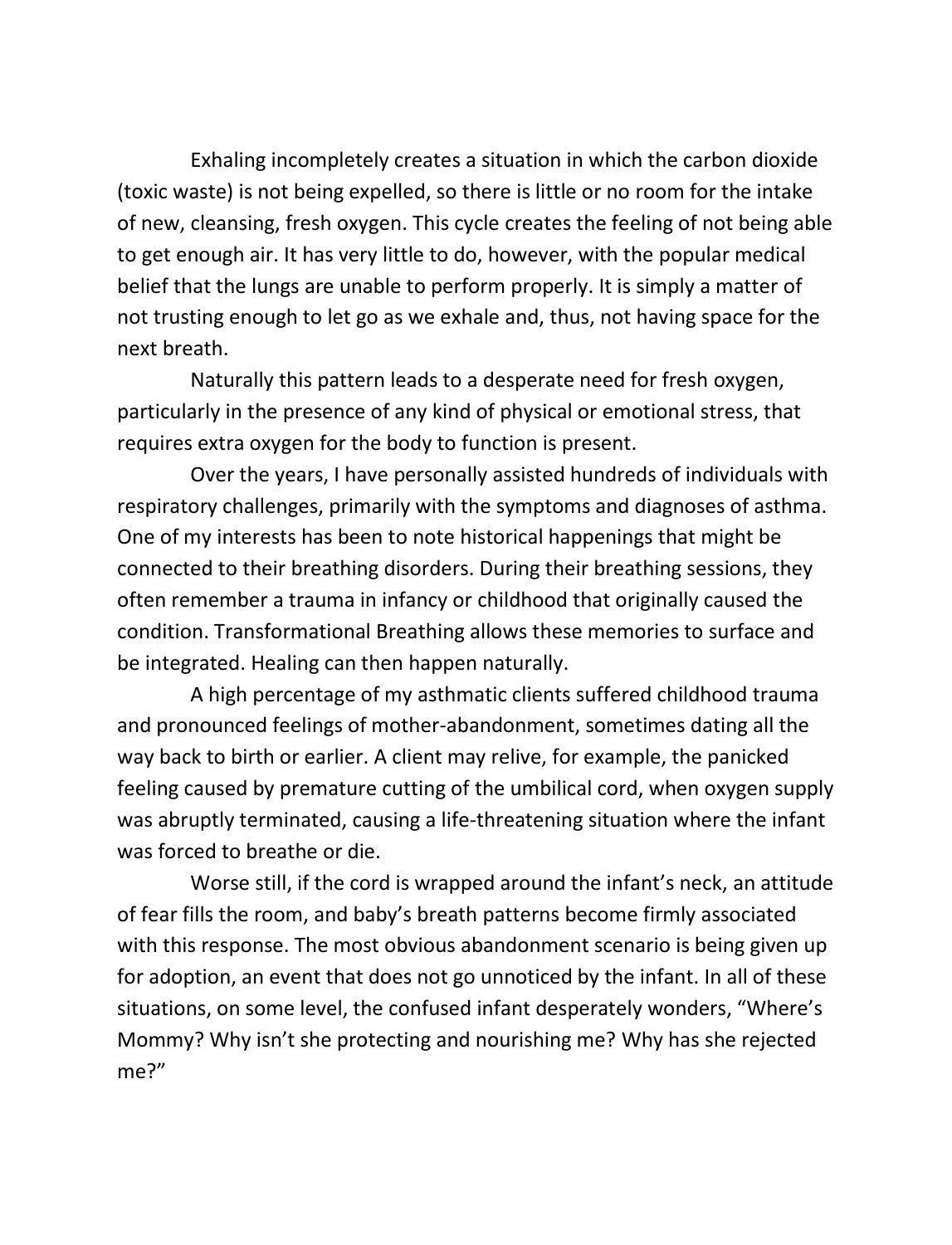Exhaling incompletely creates a situation in which the carbon dioxide (toxic waste) is not being expelled, so there is little or no room for the intake of new, cleansing, fresh oxygen. This cycle creates the feeling of not being able to get enough air. It has very little to do, however, with the popular medical belief that the lungs are unable to perform properly. It is simply a matter of not trusting enough to let go as we exhale and, thus, not having space for the next breath.

Naturally this pattern leads to a desperate need for fresh oxygen, particularly in the presence of any kind of physical or emotional stress, that requires extra oxygen for the body to function is present.

Over the years, I have personally assisted hundreds of individuals with respiratory challenges, primarily with the symptoms and diagnoses of asthma. One of my interests has been to note historical happenings that might be connected to their breathing disorders. During their breathing sessions, they often remember a trauma in infancy or childhood that originally caused the condition. Transformational Breathing allows these memories to surface and be integrated. Healing can then happen naturally.

A high percentage of my asthmatic clients suffered childhood trauma and pronounced feelings of mother-abandonment, sometimes dating all the way back to birth or earlier. A client may relive, for example, the panicked feeling caused by premature cutting of the umbilical cord, when oxygen supply was abruptly terminated, causing a life-threatening situation where the infant was forced to breathe or die.

Worse still, if the cord is wrapped around the infant's neck, an attitude of fear fills the room, and baby's breath patterns become firmly associated with this response. The most obvious abandonment scenario is being given up for adoption, an event that does not go unnoticed by the infant. In all of these situations, on some level, the confused infant desperately wonders, "Where's Mommy? Why isn't she protecting and nourishing me? Why has she rejected me?"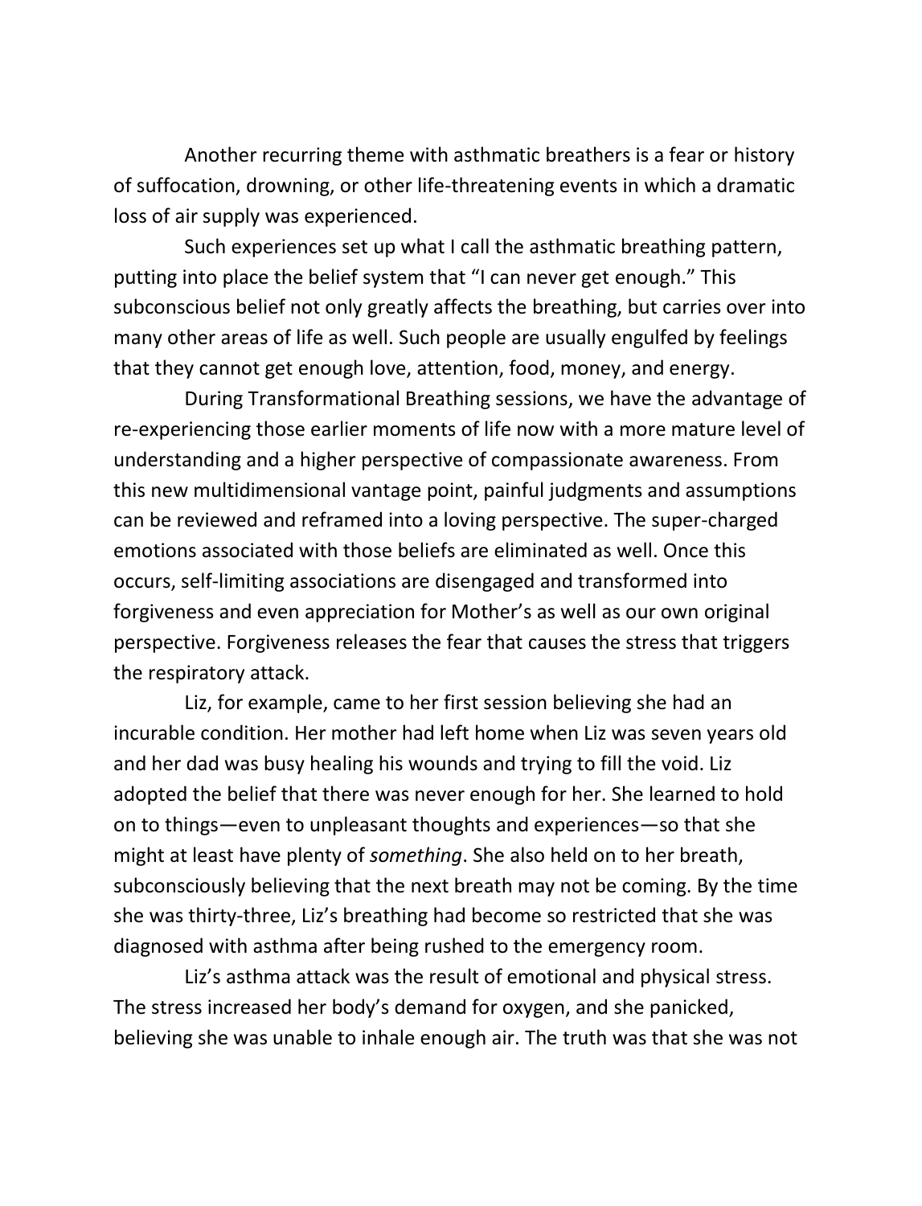Another recurring theme with asthmatic breathers is a fear or history of suffocation, drowning, or other life-threatening events in which a dramatic loss of air supply was experienced.

Such experiences set up what I call the asthmatic breathing pattern, putting into place the belief system that "I can never get enough." This subconscious belief not only greatly affects the breathing, but carries over into many other areas of life as well. Such people are usually engulfed by feelings that they cannot get enough love, attention, food, money, and energy.

During Transformational Breathing sessions, we have the advantage of re-experiencing those earlier moments of life now with a more mature level of understanding and a higher perspective of compassionate awareness. From this new multidimensional vantage point, painful judgments and assumptions can be reviewed and reframed into a loving perspective. The super-charged emotions associated with those beliefs are eliminated as well. Once this occurs, self-limiting associations are disengaged and transformed into forgiveness and even appreciation for Mother's as well as our own original perspective. Forgiveness releases the fear that causes the stress that triggers the respiratory attack.

Liz, for example, came to her first session believing she had an incurable condition. Her mother had left home when Liz was seven years old and her dad was busy healing his wounds and trying to fill the void. Liz adopted the belief that there was never enough for her. She learned to hold on to things—even to unpleasant thoughts and experiences—so that she might at least have plenty of *something*. She also held on to her breath, subconsciously believing that the next breath may not be coming. By the time she was thirty-three, Liz's breathing had become so restricted that she was diagnosed with asthma after being rushed to the emergency room.

Liz's asthma attack was the result of emotional and physical stress. The stress increased her body's demand for oxygen, and she panicked, believing she was unable to inhale enough air. The truth was that she was not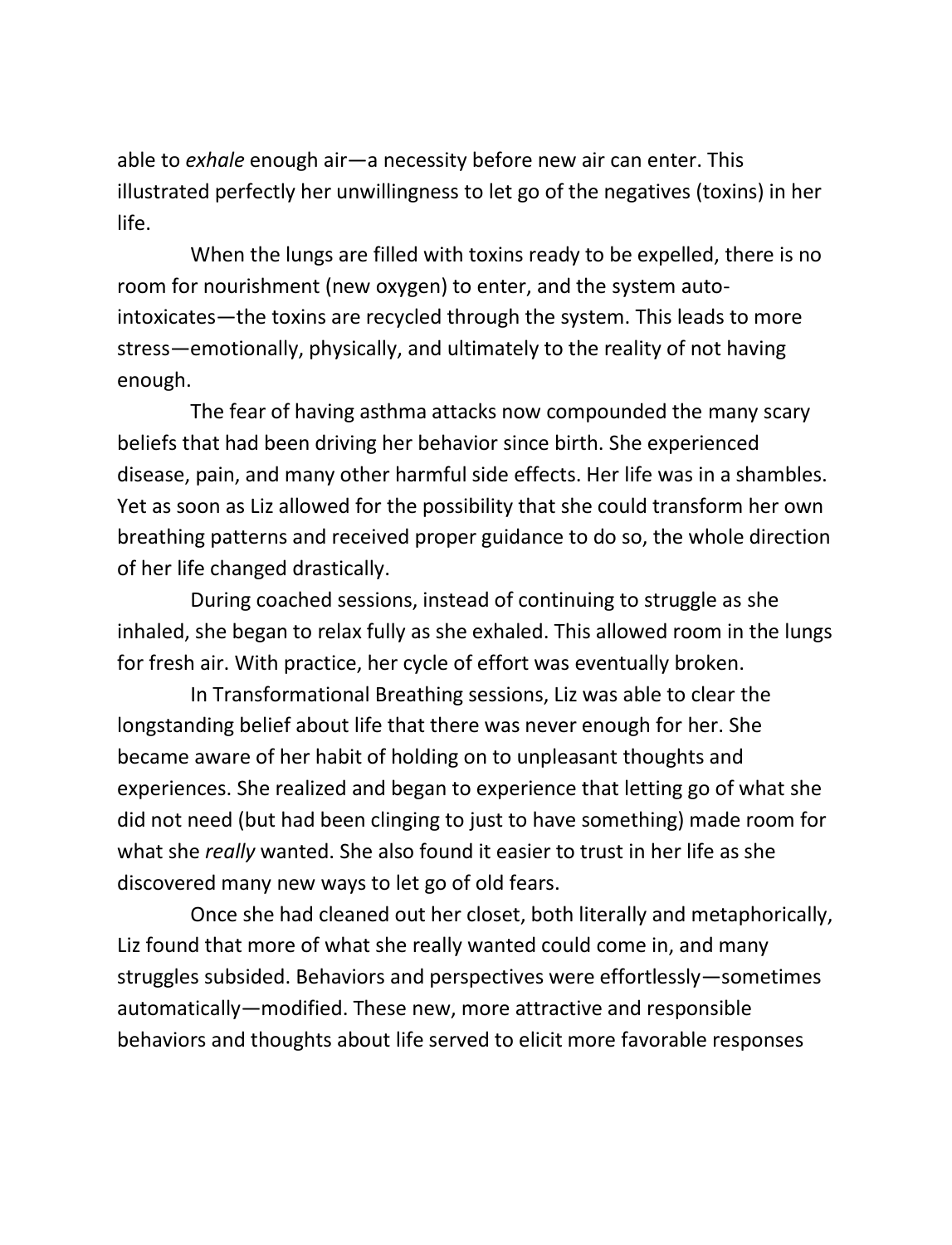able to *exhale* enough air—a necessity before new air can enter. This illustrated perfectly her unwillingness to let go of the negatives (toxins) in her life.

When the lungs are filled with toxins ready to be expelled, there is no room for nourishment (new oxygen) to enter, and the system auto-intoxicates—the toxins are recycled through the system. This leads to more stress—emotionally, physically, and ultimately to the reality of not having enough.

The fear of having asthma attacks now compounded the many scary beliefs that had been driving her behavior since birth. She experienced disease, pain, and many other harmful side effects. Her life was in a shambles. Yet as soon as Liz allowed for the possibility that she could transform her own breathing patterns and received proper guidance to do so, the whole direction of her life changed drastically.

During coached sessions, instead of continuing to struggle as she inhaled, she began to relax fully as she exhaled. This allowed room in the lungs for fresh air. With practice, her cycle of effort was eventually broken.

In Transformational Breathing sessions, Liz was able to clear the longstanding belief about life that there was never enough for her. She became aware of her habit of holding on to unpleasant thoughts and experiences. She realized and began to experience that letting go of what she did not need (but had been clinging to just to have something) made room for what she *really* wanted. She also found it easier to trust in her life as she discovered many new ways to let go of old fears.

Once she had cleaned out her closet, both literally and metaphorically, Liz found that more of what she really wanted could come in, and many struggles subsided. Behaviors and perspectives were effortlessly—sometimes automatically—modified. These new, more attractive and responsible behaviors and thoughts about life served to elicit more favorable responses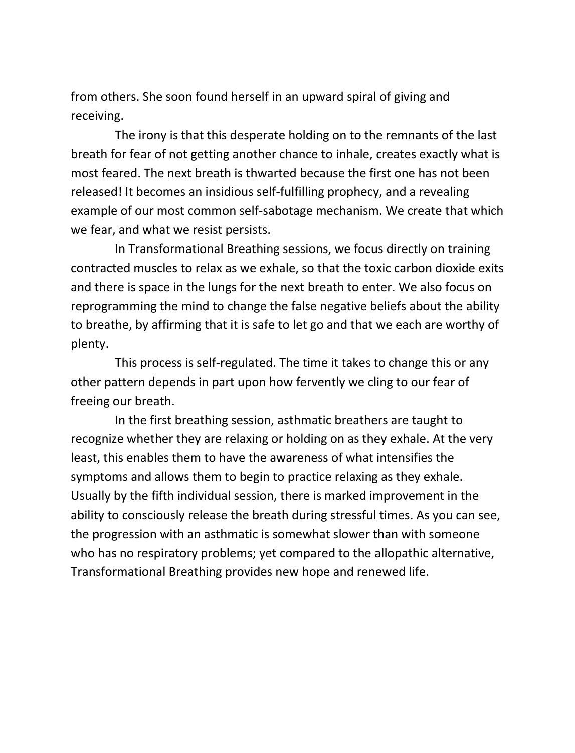from others. She soon found herself in an upward spiral of giving and receiving.

The irony is that this desperate holding on to the remnants of the last breath for fear of not getting another chance to inhale, creates exactly what is most feared. The next breath is thwarted because the first one has not been released! It becomes an insidious self-fulfilling prophecy, and a revealing example of our most common self-sabotage mechanism. We create that which we fear, and what we resist persists.

In Transformational Breathing sessions, we focus directly on training contracted muscles to relax as we exhale, so that the toxic carbon dioxide exits and there is space in the lungs for the next breath to enter. We also focus on reprogramming the mind to change the false negative beliefs about the ability to breathe, by affirming that it is safe to let go and that we each are worthy of plenty.

This process is self-regulated. The time it takes to change this or any other pattern depends in part upon how fervently we cling to our fear of freeing our breath.

In the first breathing session, asthmatic breathers are taught to recognize whether they are relaxing or holding on as they exhale. At the very least, this enables them to have the awareness of what intensifies the symptoms and allows them to begin to practice relaxing as they exhale. Usually by the fifth individual session, there is marked improvement in the ability to consciously release the breath during stressful times. As you can see, the progression with an asthmatic is somewhat slower than with someone who has no respiratory problems; yet compared to the allopathic alternative, Transformational Breathing provides new hope and renewed life.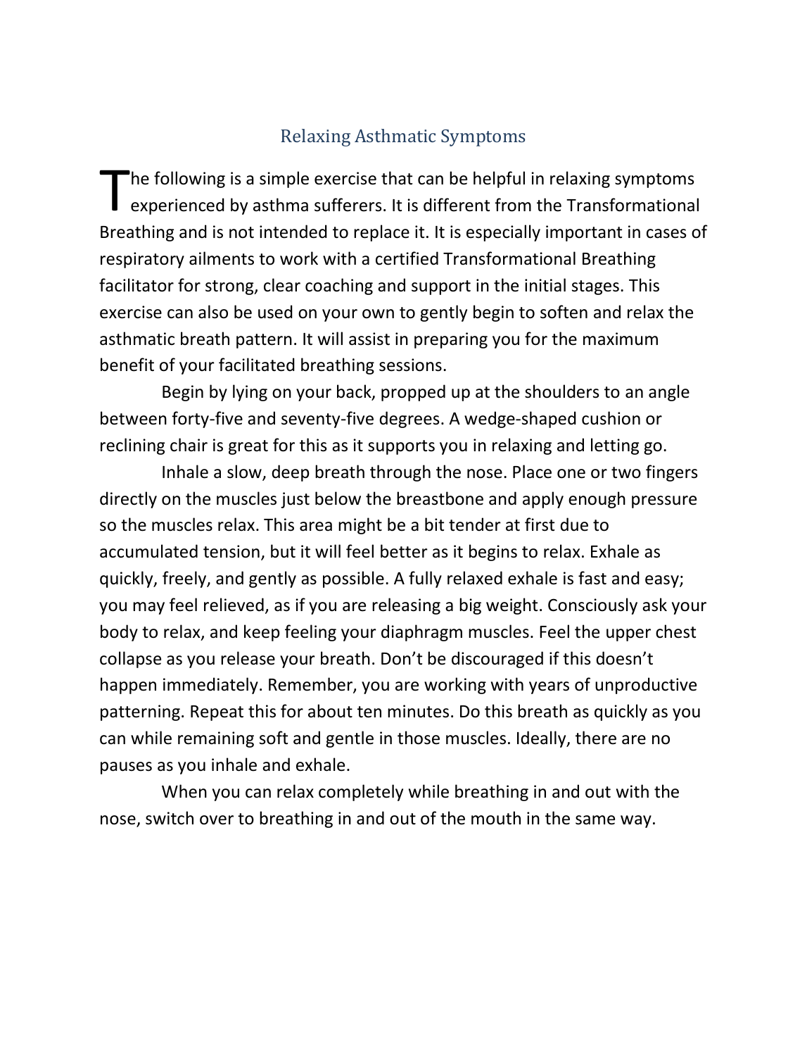## Relaxing Asthmatic Symptoms

The following is a simple exercise that can be helpful in relaxing symptoms experienced by asthma sufferers. It is different from the Transformational Breathing and is not intended to replace it. It is especially important in cases of respiratory ailments to work with a certified Transformational Breathing facilitator for strong, clear coaching and support in the initial stages. This exercise can also be used on your own to gently begin to soften and relax the asthmatic breath pattern. It will assist in preparing you for the maximum benefit of your facilitated breathing sessions.

Begin by lying on your back, propped up at the shoulders to an angle between forty-five and seventy-five degrees. A wedge-shaped cushion or reclining chair is great for this as it supports you in relaxing and letting go.

Inhale a slow, deep breath through the nose. Place one or two fingers directly on the muscles just below the breastbone and apply enough pressure so the muscles relax. This area might be a bit tender at first due to accumulated tension, but it will feel better as it begins to relax. Exhale as quickly, freely, and gently as possible. A fully relaxed exhale is fast and easy; you may feel relieved, as if you are releasing a big weight. Consciously ask your body to relax, and keep feeling your diaphragm muscles. Feel the upper chest collapse as you release your breath. Don't be discouraged if this doesn't happen immediately. Remember, you are working with years of unproductive patterning. Repeat this for about ten minutes. Do this breath as quickly as you can while remaining soft and gentle in those muscles. Ideally, there are no pauses as you inhale and exhale.

When you can relax completely while breathing in and out with the nose, switch over to breathing in and out of the mouth in the same way.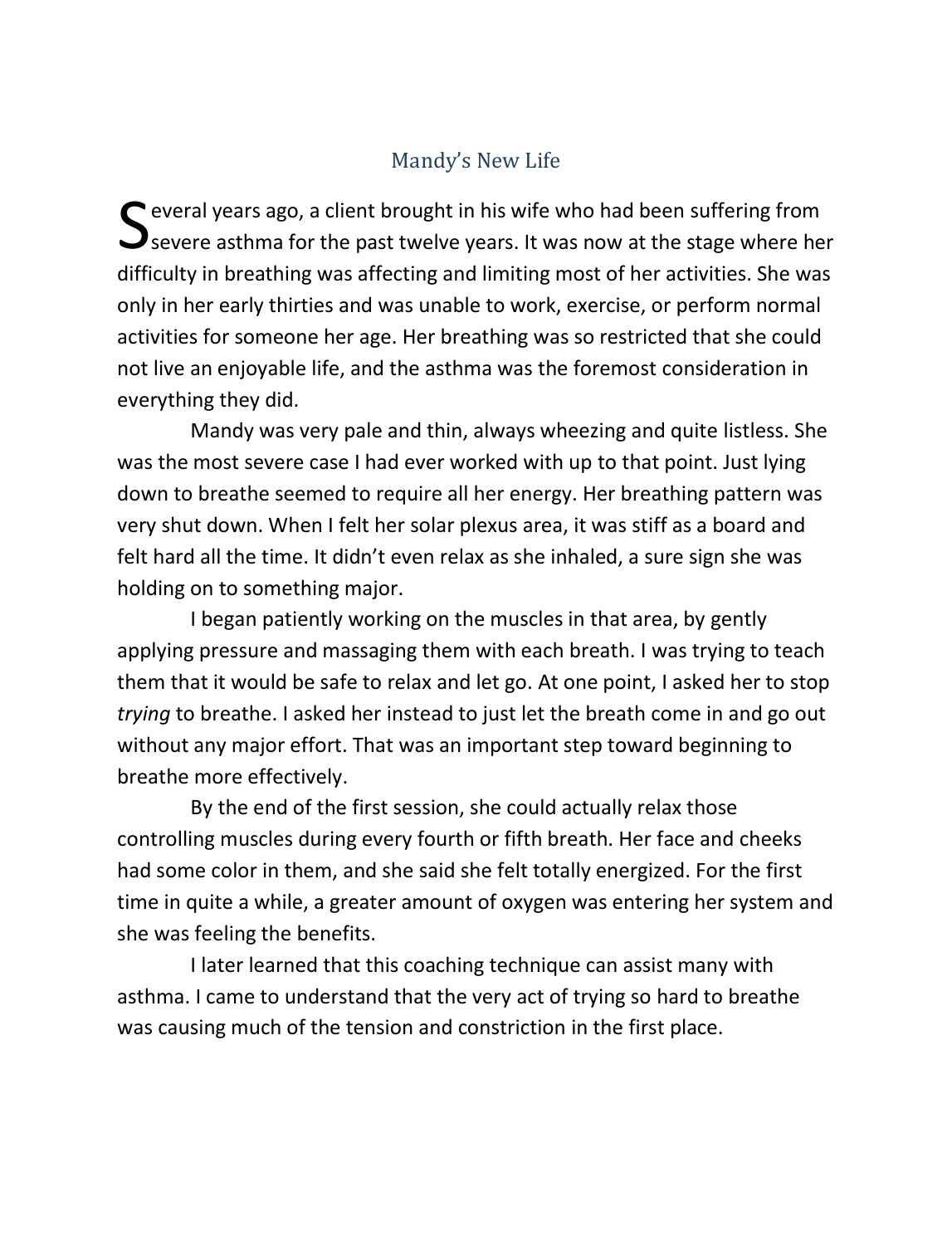## Mandy's New Life

Several years ago, a client brought in his wife who had been suffering from severe asthma for the past twelve years. It was now at the stage where her difficulty in breathing was affecting and limiting most of her activities. She was only in her early thirties and was unable to work, exercise, or perform normal activities for someone her age. Her breathing was so restricted that she could not live an enjoyable life, and the asthma was the foremost consideration in everything they did.

Mandy was very pale and thin, always wheezing and quite listless. She was the most severe case I had ever worked with up to that point. Just lying down to breathe seemed to require all her energy. Her breathing pattern was very shut down. When I felt her solar plexus area, it was stiff as a board and felt hard all the time. It didn't even relax as she inhaled, a sure sign she was holding on to something major.

I began patiently working on the muscles in that area, by gently applying pressure and massaging them with each breath. I was trying to teach them that it would be safe to relax and let go. At one point, I asked her to stop *trying* to breathe. I asked her instead to just let the breath come in and go out without any major effort. That was an important step toward beginning to breathe more effectively.

By the end of the first session, she could actually relax those controlling muscles during every fourth or fifth breath. Her face and cheeks had some color in them, and she said she felt totally energized. For the first time in quite a while, a greater amount of oxygen was entering her system and she was feeling the benefits.

I later learned that this coaching technique can assist many with asthma. I came to understand that the very act of trying so hard to breathe was causing much of the tension and constriction in the first place.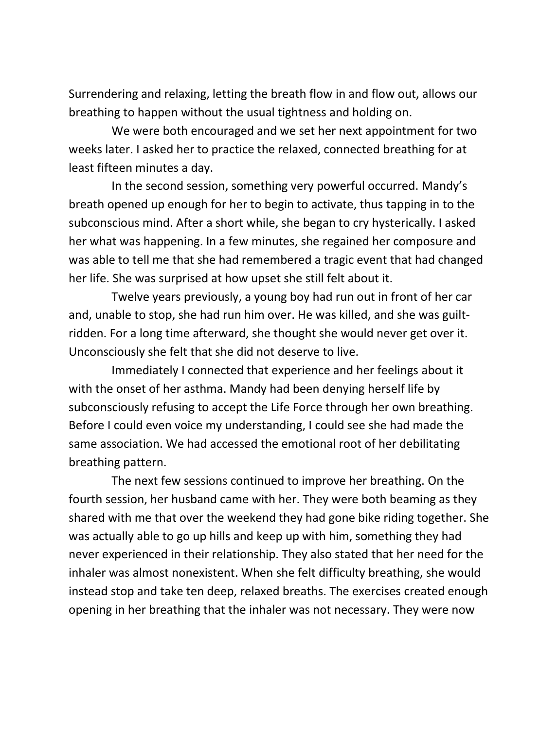Surrendering and relaxing, letting the breath flow in and flow out, allows our breathing to happen without the usual tightness and holding on.

We were both encouraged and we set her next appointment for two weeks later. I asked her to practice the relaxed, connected breathing for at least fifteen minutes a day.

In the second session, something very powerful occurred. Mandy's breath opened up enough for her to begin to activate, thus tapping in to the subconscious mind. After a short while, she began to cry hysterically. I asked her what was happening. In a few minutes, she regained her composure and was able to tell me that she had remembered a tragic event that had changed her life. She was surprised at how upset she still felt about it.

Twelve years previously, a young boy had run out in front of her car and, unable to stop, she had run him over. He was killed, and she was guilt-ridden. For a long time afterward, she thought she would never get over it. Unconsciously she felt that she did not deserve to live.

Immediately I connected that experience and her feelings about it with the onset of her asthma. Mandy had been denying herself life by subconsciously refusing to accept the Life Force through her own breathing. Before I could even voice my understanding, I could see she had made the same association. We had accessed the emotional root of her debilitating breathing pattern.

The next few sessions continued to improve her breathing. On the fourth session, her husband came with her. They were both beaming as they shared with me that over the weekend they had gone bike riding together. She was actually able to go up hills and keep up with him, something they had never experienced in their relationship. They also stated that her need for the inhaler was almost nonexistent. When she felt difficulty breathing, she would instead stop and take ten deep, relaxed breaths. The exercises created enough opening in her breathing that the inhaler was not necessary. They were now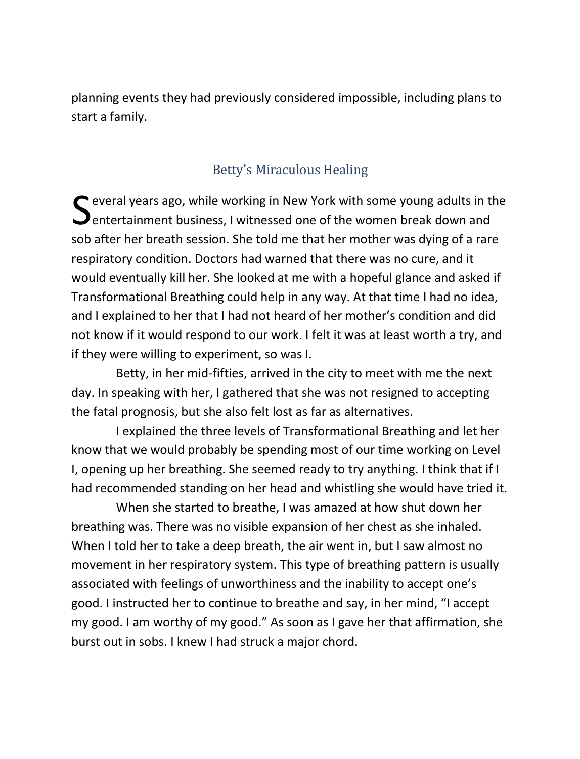planning events they had previously considered impossible, including plans to start a family.

## Betty's Miraculous Healing

Several years ago, while working in New York with some young adults in the entertainment business, I witnessed one of the women break down and sob after her breath session. She told me that her mother was dying of a rare respiratory condition. Doctors had warned that there was no cure, and it would eventually kill her. She looked at me with a hopeful glance and asked if Transformational Breathing could help in any way. At that time I had no idea, and I explained to her that I had not heard of her mother's condition and did not know if it would respond to our work. I felt it was at least worth a try, and if they were willing to experiment, so was I.

Betty, in her mid-fifties, arrived in the city to meet with me the next day. In speaking with her, I gathered that she was not resigned to accepting the fatal prognosis, but she also felt lost as far as alternatives.

I explained the three levels of Transformational Breathing and let her know that we would probably be spending most of our time working on Level I, opening up her breathing. She seemed ready to try anything. I think that if I had recommended standing on her head and whistling she would have tried it.

When she started to breathe, I was amazed at how shut down her breathing was. There was no visible expansion of her chest as she inhaled. When I told her to take a deep breath, the air went in, but I saw almost no movement in her respiratory system. This type of breathing pattern is usually associated with feelings of unworthiness and the inability to accept one's good. I instructed her to continue to breathe and say, in her mind, "I accept my good. I am worthy of my good." As soon as I gave her that affirmation, she burst out in sobs. I knew I had struck a major chord.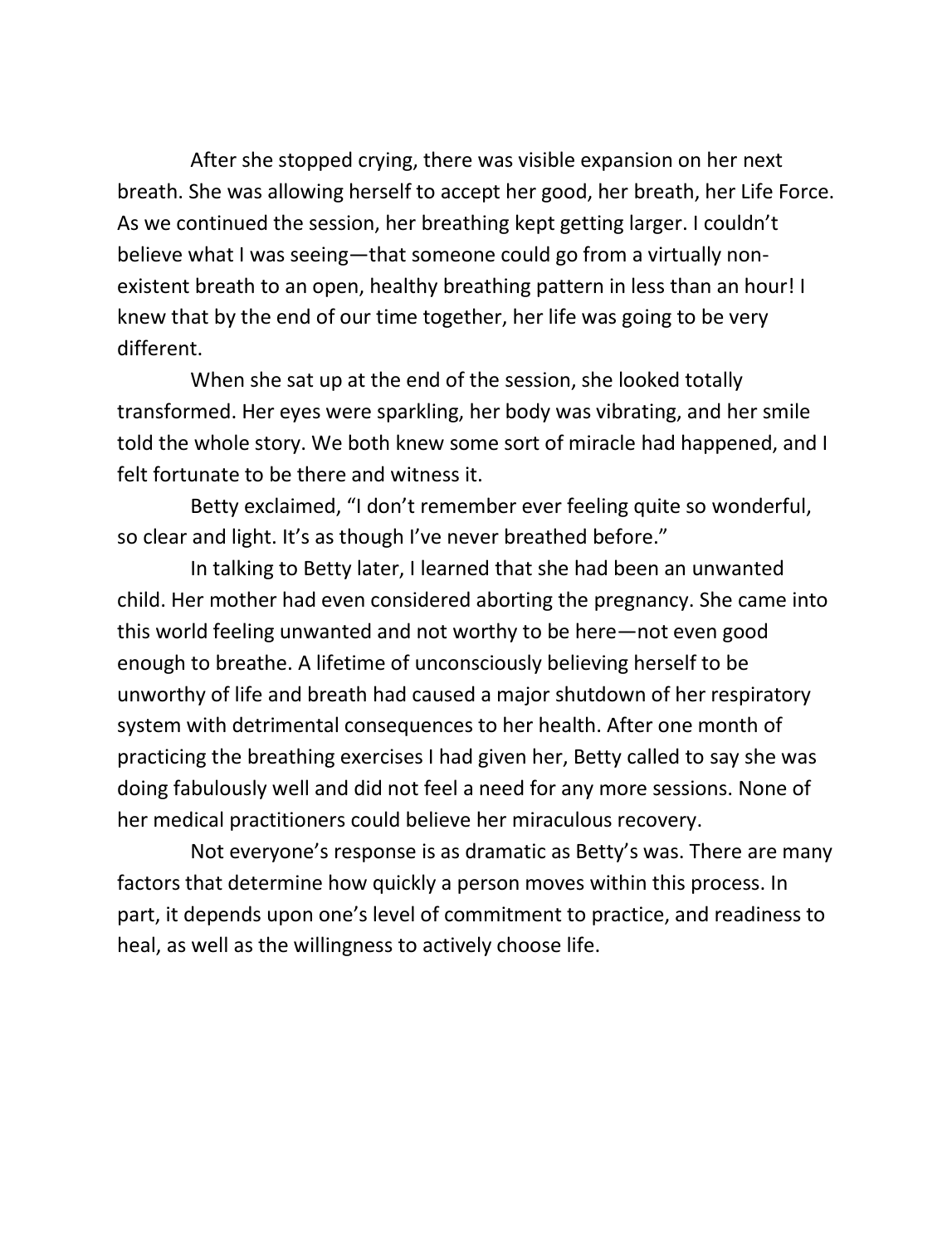After she stopped crying, there was visible expansion on her next breath. She was allowing herself to accept her good, her breath, her Life Force. As we continued the session, her breathing kept getting larger. I couldn't believe what I was seeing—that someone could go from a virtually non-existent breath to an open, healthy breathing pattern in less than an hour! I knew that by the end of our time together, her life was going to be very different.

When she sat up at the end of the session, she looked totally transformed. Her eyes were sparkling, her body was vibrating, and her smile told the whole story. We both knew some sort of miracle had happened, and I felt fortunate to be there and witness it.

Betty exclaimed, "I don't remember ever feeling quite so wonderful, so clear and light. It's as though I've never breathed before."

In talking to Betty later, I learned that she had been an unwanted child. Her mother had even considered aborting the pregnancy. She came into this world feeling unwanted and not worthy to be here—not even good enough to breathe. A lifetime of unconsciously believing herself to be unworthy of life and breath had caused a major shutdown of her respiratory system with detrimental consequences to her health. After one month of practicing the breathing exercises I had given her, Betty called to say she was doing fabulously well and did not feel a need for any more sessions. None of her medical practitioners could believe her miraculous recovery.

Not everyone's response is as dramatic as Betty's was. There are many factors that determine how quickly a person moves within this process. In part, it depends upon one's level of commitment to practice, and readiness to heal, as well as the willingness to actively choose life.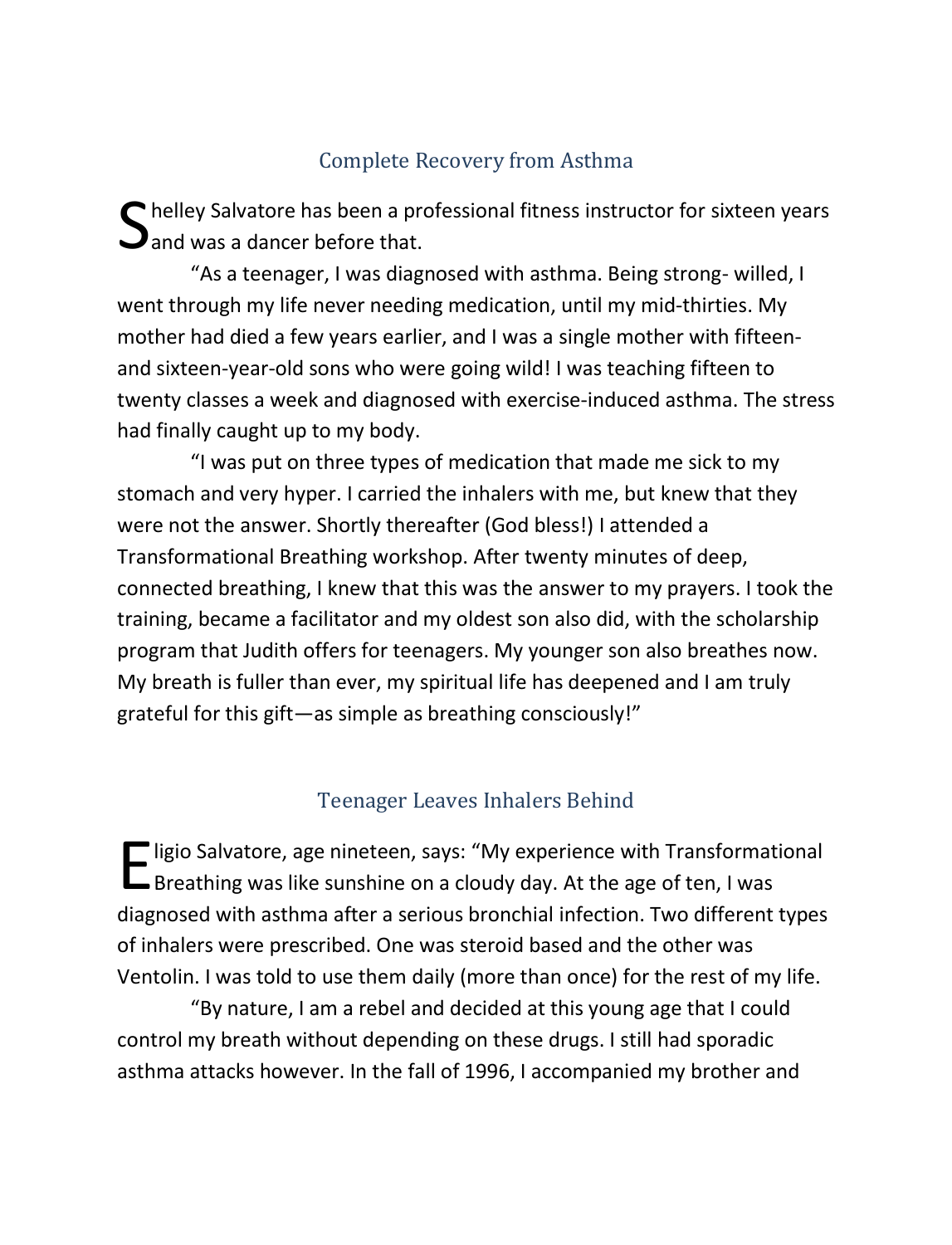## Complete Recovery from Asthma

Shelley Salvatore has been a professional fitness instructor for sixteen years and was a dancer before that.

"As a teenager, I was diagnosed with asthma. Being strong- willed, I went through my life never needing medication, until my mid-thirties. My mother had died a few years earlier, and I was a single mother with fifteen- and sixteen-year-old sons who were going wild! I was teaching fifteen to twenty classes a week and diagnosed with exercise-induced asthma. The stress had finally caught up to my body.

"I was put on three types of medication that made me sick to my stomach and very hyper. I carried the inhalers with me, but knew that they were not the answer. Shortly thereafter (God bless!) I attended a Transformational Breathing workshop. After twenty minutes of deep, connected breathing, I knew that this was the answer to my prayers. I took the training, became a facilitator and my oldest son also did, with the scholarship program that Judith offers for teenagers. My younger son also breathes now. My breath is fuller than ever, my spiritual life has deepened and I am truly grateful for this gift—as simple as breathing consciously!"

## Teenager Leaves Inhalers Behind

Eligio Salvatore, age nineteen, says: "My experience with Transformational Breathing was like sunshine on a cloudy day. At the age of ten, I was diagnosed with asthma after a serious bronchial infection. Two different types of inhalers were prescribed. One was steroid based and the other was Ventolin. I was told to use them daily (more than once) for the rest of my life.

"By nature, I am a rebel and decided at this young age that I could control my breath without depending on these drugs. I still had sporadic asthma attacks however. In the fall of 1996, I accompanied my brother and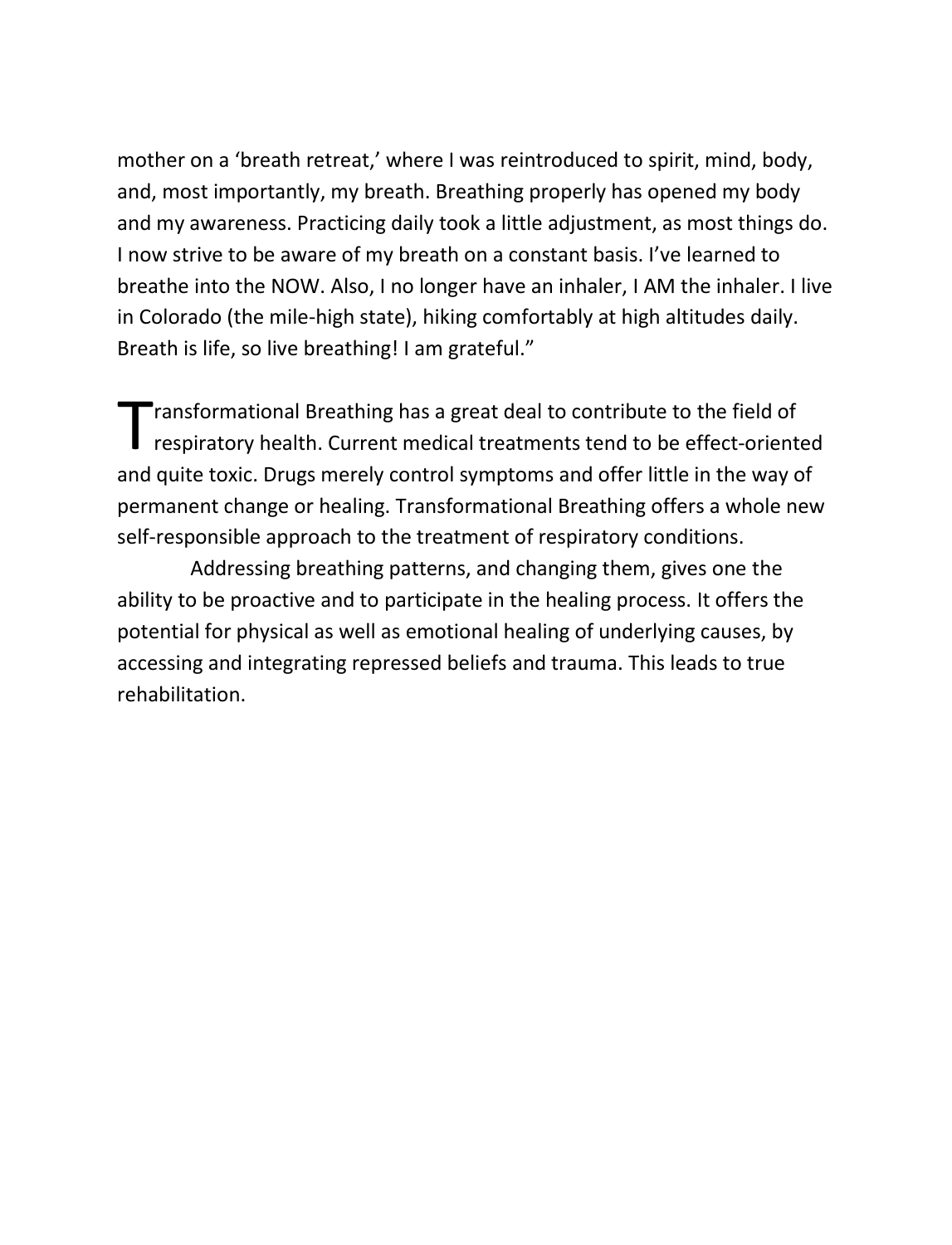mother on a 'breath retreat,' where I was reintroduced to spirit, mind, body, and, most importantly, my breath. Breathing properly has opened my body and my awareness. Practicing daily took a little adjustment, as most things do. I now strive to be aware of my breath on a constant basis. I've learned to breathe into the NOW. Also, I no longer have an inhaler, I AM the inhaler. I live in Colorado (the mile-high state), hiking comfortably at high altitudes daily. Breath is life, so live breathing! I am grateful."

Transformational Breathing has a great deal to contribute to the field of respiratory health. Current medical treatments tend to be effect-oriented and quite toxic. Drugs merely control symptoms and offer little in the way of permanent change or healing. Transformational Breathing offers a whole new self-responsible approach to the treatment of respiratory conditions.

Addressing breathing patterns, and changing them, gives one the ability to be proactive and to participate in the healing process. It offers the potential for physical as well as emotional healing of underlying causes, by accessing and integrating repressed beliefs and trauma. This leads to true rehabilitation.